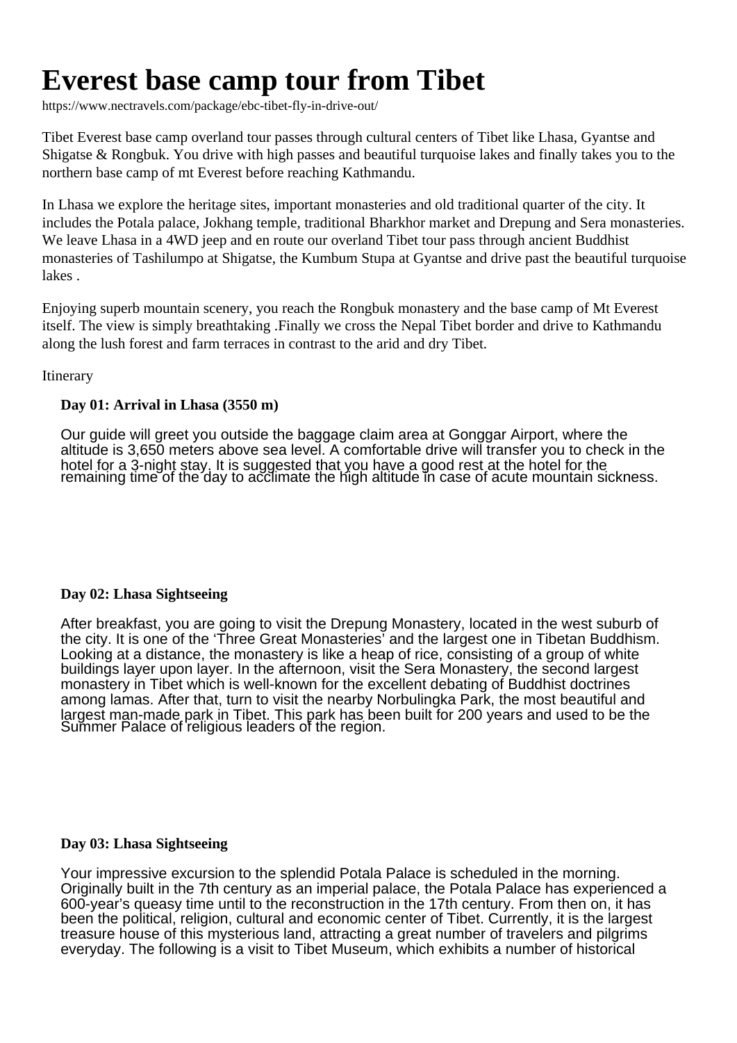# Everest base camp tour from Tibet

https://www.nectravels.com/package/ebc-tibet-fly-in-drive-out/

Tibet Everest base camp overland tour passes through cultural centers of Tibet like Lhasa, Gyantse and Shigatse & Rongbuk. You drive with high passes and beautiful turquoise lakes and finally takes you to the northern base camp of mt Everest before reaching Kathmandu.

In Lhasa we explore the heritage sites, important monasteries and old traditional quarter of the city. It includes the Potala palace, Jokhang temple, traditional Bharkhor market and Drepung and Sera monasteries. We leave Lhasa in a 4WD jeep and en route our overland Tibet tour pass through ancient Buddhist monasteries of Tashilumpo at Shigatse, the Kumbum Stupa at Gyantse and drive past the beautiful turquoise lakes .

Enjoying superb mountain scenery, you reach the Rongbuk monastery and the base camp of Mt Everest itself. The view is simply breathtaking .Finally we cross the Nepal Tibet border and drive to Kathmandu along the lush forest and farm terraces in contrast to the arid and dry Tibet.

Itinerary

**Day 01: Arrival in Lhasa (3550 m)**

Our guide will greet you outside the baggage claim area at Gonggar Airport, where the altitude is 3,650 meters above sea level. A comfortable drive will transfer you to check in the hotel for a 3-night stay. It is suggested that you have a good rest at the hotel for the remaining time of the day to acclimate the high altitude in case of acute mountain sickness.

**Day 02: Lhasa Sightseeing**

After breakfast, you are going to visit the Drepung Monastery, located in the west suburb of the city. It is one of the 'Three Great Monasteries' and the largest one in Tibetan Buddhism. Looking at a distance, the monastery is like a heap of rice, consisting of a group of white buildings layer upon layer. In the afternoon, visit the Sera Monastery, the second largest monastery in Tibet which is well-known for the excellent debating of Buddhist doctrines among lamas. After that, turn to visit the nearby Norbulingka Park, the most beautiful and largest man-made park in Tibet. This park has been built for 200 years and used to be the Summer Palace of religious leaders of the region.

**Day 03: Lhasa Sightseeing**

Your impressive excursion to the splendid Potala Palace is scheduled in the morning. Originally built in the 7th century as an imperial palace, the Potala Palace has experienced a 600-year's queasy time until to the reconstruction in the 17th century. From then on, it has been the political, religion, cultural and economic center of Tibet. Currently, it is the largest treasure house of this mysterious land, attracting a great number of travelers and pilgrims everyday. The following is a visit to Tibet Museum, which exhibits a number of historical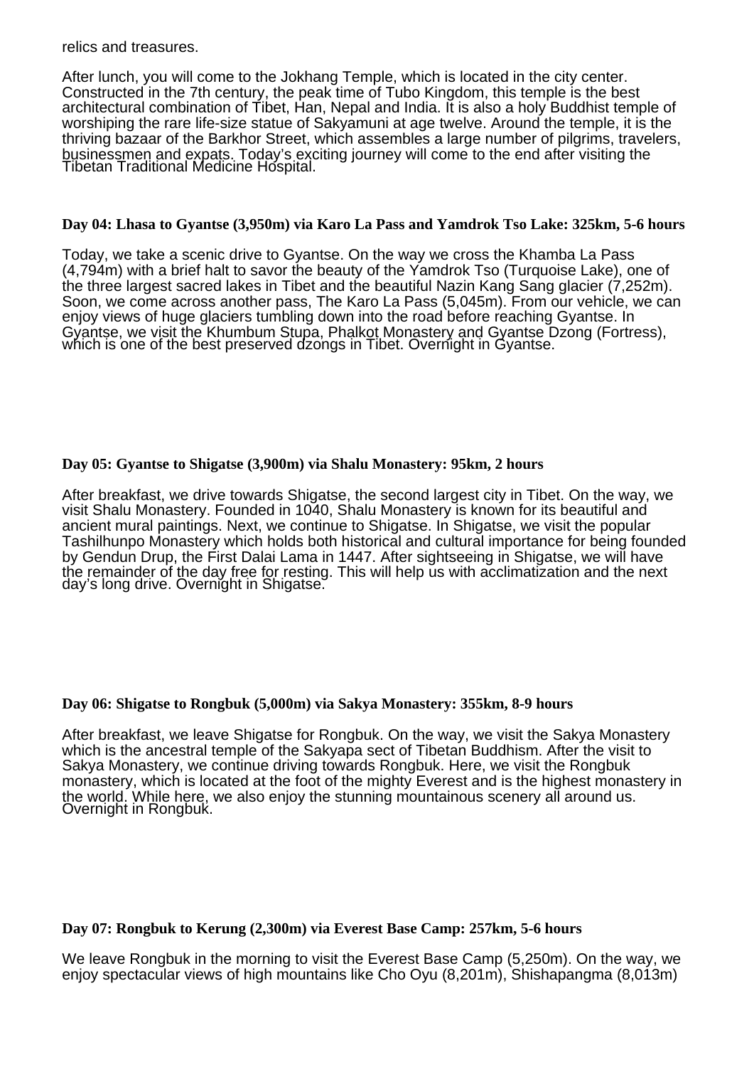relics and treasures.

After lunch, you will come to the Jokhang Temple, which is located in the city center. Constructed in the 7th century, the peak time of Tubo Kingdom, this temple is the best architectural combination of Tibet, Han, Nepal and India. It is also a holy Buddhist temple of worshiping the rare life-size statue of Sakyamuni at age twelve. Around the temple, it is the thriving bazaar of the Barkhor Street, which assembles a large number of pilgrims, travelers, businessmen and expats. Today's exciting journey will come to the end after visiting the Tibetan Traditional Medicine Hospital.

**Day 04: Lhasa to Gyantse (3,950m) via Karo La Pass and Yamdrok Tso Lake: 325km, 5-6 hours**

Today, we take a scenic drive to Gyantse. On the way we cross the Khamba La Pass (4,794m) with a brief halt to savor the beauty of the Yamdrok Tso (Turquoise Lake), one of the three largest sacred lakes in Tibet and the beautiful Nazin Kang Sang glacier (7,252m). Soon, we come across another pass, The Karo La Pass (5,045m). From our vehicle, we can enjoy views of huge glaciers tumbling down into the road before reaching Gyantse. In Gyantse, we visit the Khumbum Stupa, Phalkot Monastery and Gyantse Dzong (Fortress), which is one of the best preserved dzongs in Tibet. Overnight in Gyantse.

**Day 05: Gyantse to Shigatse (3,900m) via Shalu Monastery: 95km, 2 hours**

After breakfast, we drive towards Shigatse, the second largest city in Tibet. On the way, we visit Shalu Monastery. Founded in 1040, Shalu Monastery is known for its beautiful and ancient mural paintings. Next, we continue to Shigatse. In Shigatse, we visit the popular Tashilhunpo Monastery which holds both historical and cultural importance for being founded by Gendun Drup, the First Dalai Lama in 1447. After sightseeing in Shigatse, we will have the remainder of the day free for resting. This will help us with acclimatization and the next day's long drive. Overnight in Shigatse.

**Day 06: Shigatse to Rongbuk (5,000m) via Sakya Monastery: 355km, 8-9 hours**

After breakfast, we leave Shigatse for Rongbuk. On the way, we visit the Sakya Monastery which is the ancestral temple of the Sakyapa sect of Tibetan Buddhism. After the visit to Sakya Monastery, we continue driving towards Rongbuk. Here, we visit the Rongbuk monastery, which is located at the foot of the mighty Everest and is the highest monastery in the world. While here, we also enjoy the stunning mountainous scenery all around us. Overnight in Rongbuk.

**Day 07: Rongbuk to Kerung (2,300m) via Everest Base Camp: 257km, 5-6 hours**

We leave Rongbuk in the morning to visit the Everest Base Camp (5,250m). On the way, we enjoy spectacular views of high mountains like Cho Oyu (8,201m), Shishapangma (8,013m)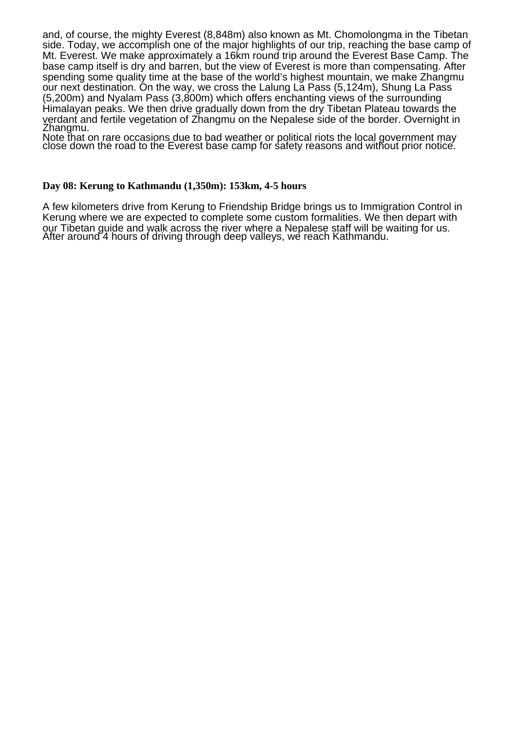and, of course, the mighty Everest (8,848m) also known as Mt. Chomolongma in the Tibetan side. Today, we accomplish one of the major highlights of our trip, reaching the base camp of Mt. Everest. We make approximately a 16km round trip around the Everest Base Camp. The base camp itself is dry and barren, but the view of Everest is more than compensating. After spending some quality time at the base of the world's highest mountain, we make Zhangmu our next destination. On the way, we cross the Lalung La Pass (5,124m), Shung La Pass (5,200m) and Nyalam Pass (3,800m) which offers enchanting views of the surrounding Himalayan peaks. We then drive gradually down from the dry Tibetan Plateau towards the verdant and fertile vegetation of Zhangmu on the Nepalese side of the border. Overnight in Zhangmu.
Note that on rare occasions due to bad weather or political riots the local government may close down the road to the Everest base camp for safety reasons and without prior notice.

**Day 08: Kerung to Kathmandu (1,350m): 153km, 4-5 hours**

A few kilometers drive from Kerung to Friendship Bridge brings us to Immigration Control in Kerung where we are expected to complete some custom formalities. We then depart with our Tibetan guide and walk across the river where a Nepalese staff will be waiting for us. After around 4 hours of driving through deep valleys, we reach Kathmandu.